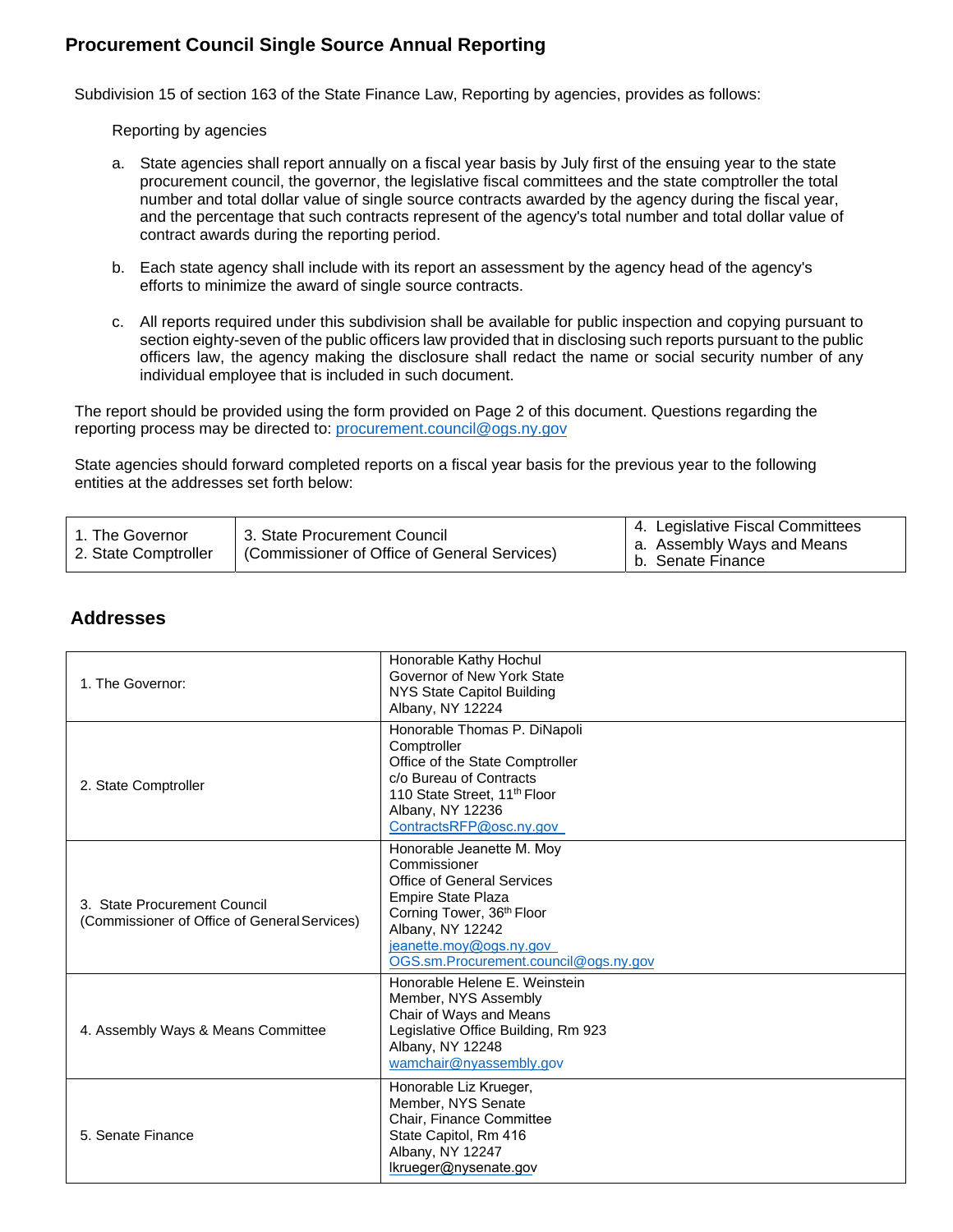## Procurement Council Single Source Annual Reporting

Subdivision 15 of section 163 of the State Finance Law, Reporting by agencies, provides as follows:

Reporting by agencies

a. State agencies shall report annually on a fiscal year basis by July first of the ensuing year to the state procurement council, the governor, the legislative fiscal committees and the state comptroller the total number and total dollar value of single source contracts awarded by the agency during the fiscal year, and the percentage that such contracts represent of the agency's total number and total dollar value of contract awards during the reporting period.

b. Each state agency shall include with its report an assessment by the agency head of the agency's efforts to minimize the award of single source contracts.

c. All reports required under this subdivision shall be available for public inspection and copying pursuant to section eighty-seven of the public officers law provided that in disclosing such reports pursuant to the public officers law, the agency making the disclosure shall redact the name or social security number of any individual employee that is included in such document.

The report should be provided using the form provided on Page 2 of this document. Questions regarding the reporting process may be directed to: procurement.council@ogs.ny.gov

State agencies should forward completed reports on a fiscal year basis for the previous year to the following entities at the addresses set forth below:

| 1. The Governor<br>2. State Comptroller | 3. State Procurement Council<br>(Commissioner of Office of General Services) | 4. Legislative Fiscal Committees<br>a. Assembly Ways and Means<br>b. Senate Finance |
|---|---|---|

### Addresses

| | |
|---|---|
| 1. The Governor: | Honorable Kathy Hochul<br>Governor of New York State<br>NYS State Capitol Building<br>Albany, NY 12224 |
| 2. State Comptroller | Honorable Thomas P. DiNapoli<br>Comptroller<br>Office of the State Comptroller<br>c/o Bureau of Contracts<br>110 State Street, 11th Floor<br>Albany, NY 12236<br>ContractsRFP@osc.ny.gov |
| 3. State Procurement Council<br>(Commissioner of Office of General Services) | Honorable Jeanette M. Moy<br>Commissioner<br>Office of General Services<br>Empire State Plaza<br>Corning Tower, 36th Floor<br>Albany, NY 12242<br>jeanette.moy@ogs.ny.gov<br>OGS.sm.Procurement.council@ogs.ny.gov |
| 4. Assembly Ways & Means Committee | Honorable Helene E. Weinstein<br>Member, NYS Assembly<br>Chair of Ways and Means<br>Legislative Office Building, Rm 923<br>Albany, NY 12248<br>wamchair@nyassembly.gov |
| 5. Senate Finance | Honorable Liz Krueger,<br>Member, NYS Senate<br>Chair, Finance Committee<br>State Capitol, Rm 416<br>Albany, NY 12247<br>lkrueger@nysenate.gov |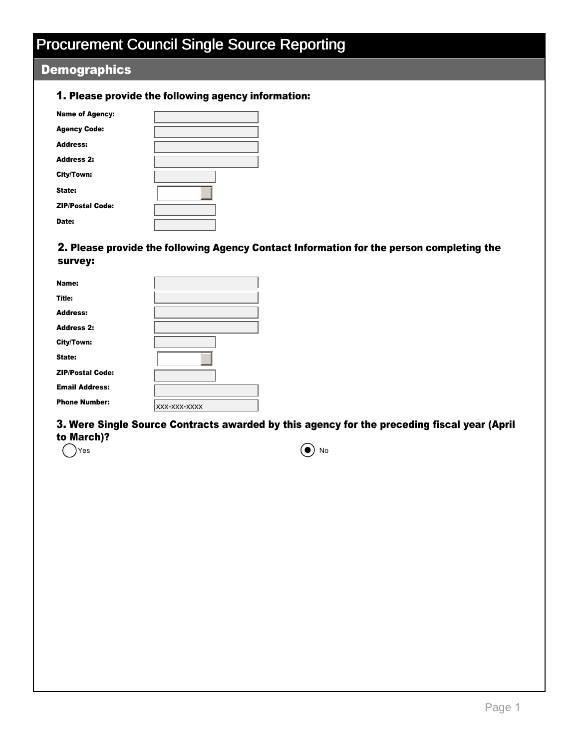# Procurement Council Single Source Reporting

## Demographics

### 1. Please provide the following agency information:

Name of Agency: 

Agency Code: 

Address: 

Address 2: 

City/Town: 

State: 

ZIP/Postal Code: 

Date: 

### 2. Please provide the following Agency Contact Information for the person completing the survey:

Name: 

Title: 

Address: 

Address 2: 

City/Town: 

State: 

ZIP/Postal Code: 

Email Address: 

Phone Number: xxx-xxx-xxxx

### 3. Were Single Source Contracts awarded by this agency for the preceding fiscal year (April to March)?

( ) Yes

(●) No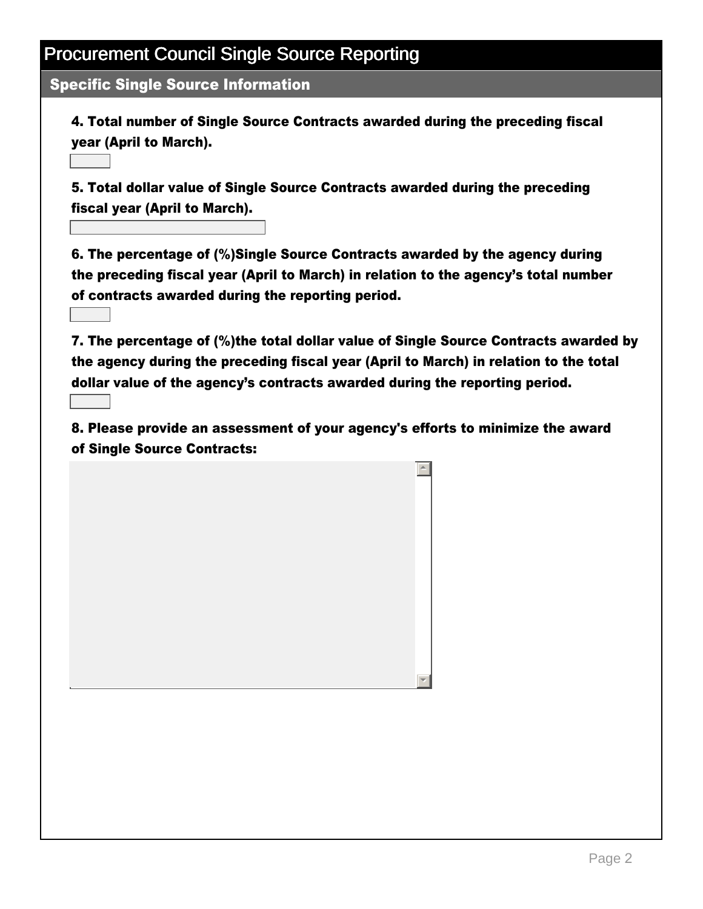# Procurement Council Single Source Reporting

## Specific Single Source Information

**4. Total number of Single Source Contracts awarded during the preceding fiscal year (April to March).**

**5. Total dollar value of Single Source Contracts awarded during the preceding fiscal year (April to March).**

**6. The percentage of (%)Single Source Contracts awarded by the agency during the preceding fiscal year (April to March) in relation to the agency's total number of contracts awarded during the reporting period.**

**7. The percentage of (%)the total dollar value of Single Source Contracts awarded by the agency during the preceding fiscal year (April to March) in relation to the total dollar value of the agency's contracts awarded during the reporting period.**

**8. Please provide an assessment of your agency's efforts to minimize the award of Single Source Contracts:**